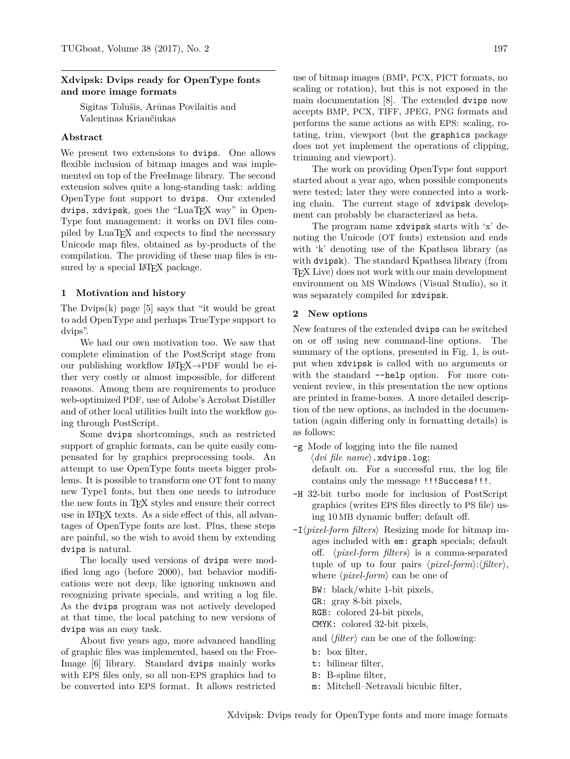## Xdvipsk: Dvips ready for OpenType fonts and more image formats

Sigitas Tolušis, Arūnas Povilaitis and Valentinas Kriaučiukas

### Abstract

We present two extensions to `dvips`. One allows flexible inclusion of bitmap images and was implemented on top of the FreeImage library. The second extension solves quite a long-standing task: adding OpenType font support to `dvips`. Our extended `dvips`, `xdvipsk`, goes the "LuaTEX way" in OpenType font management: it works on DVI files compiled by LuaTEX and expects to find the necessary Unicode map files, obtained as by-products of the compilation. The providing of these map files is ensured by a special LATEX package.

### 1 Motivation and history

The Dvips(k) page [5] says that "it would be great to add OpenType and perhaps TrueType support to dvips".

We had our own motivation too. We saw that complete elimination of the PostScript stage from our publishing workflow LATEX→PDF would be either very costly or almost impossible, for different reasons. Among them are requirements to produce web-optimized PDF, use of Adobe's Acrobat Distiller and of other local utilities built into the workflow going through PostScript.

Some `dvips` shortcomings, such as restricted support of graphic formats, can be quite easily compensated for by graphics preprocessing tools. An attempt to use OpenType fonts meets bigger problems. It is possible to transform one OT font to many new Type1 fonts, but then one needs to introduce the new fonts in TEX styles and ensure their correct use in LATEX texts. As a side effect of this, all advantages of OpenType fonts are lost. Plus, these steps are painful, so the wish to avoid them by extending `dvips` is natural.

The locally used versions of `dvips` were modified long ago (before 2000), but behavior modifications were not deep, like ignoring unknown and recognizing private specials, and writing a log file. As the `dvips` program was not actively developed at that time, the local patching to new versions of `dvips` was an easy task.

About five years ago, more advanced handling of graphic files was implemented, based on the FreeImage [6] library. Standard `dvips` mainly works with EPS files only, so all non-EPS graphics had to be converted into EPS format. It allows restricted use of bitmap images (BMP, PCX, PICT formats, no scaling or rotation), but this is not exposed in the main documentation [8]. The extended `dvips` now accepts BMP, PCX, TIFF, JPEG, PNG formats and performs the same actions as with EPS: scaling, rotating, trim, viewport (but the `graphics` package does not yet implement the operations of clipping, trimming and viewport).

The work on providing OpenType font support started about a year ago, when possible components were tested; later they were connected into a working chain. The current stage of `xdvipsk` development can probably be characterized as beta.

The program name `xdvipsk` starts with 'x' denoting the Unicode (OT fonts) extension and ends with 'k' denoting use of the Kpathsea library (as with `dvipsk`). The standard Kpathsea library (from TEX Live) does not work with our main development environment on MS Windows (Visual Studio), so it was separately compiled for `xdvipsk`.

### 2 New options

New features of the extended `dvips` can be switched on or off using new command-line options. The summary of the options, presented in Fig. 1, is output when `xdvipsk` is called with no arguments or with the standard `--help` option. For more convenient review, in this presentation the new options are printed in frame-boxes. A more detailed description of the new options, as included in the documentation (again differing only in formatting details) is as follows:

- `-g` Mode of logging into the file named ⟨*dvi file name*⟩`.xdvips.log`;
  default on. For a successful run, the log file contains only the message `!!!Success!!!`.
- `-H` 32-bit turbo mode for inclusion of PostScript graphics (writes EPS files directly to PS file) using 10 MB dynamic buffer; default off.
- `-I`⟨*pixel-form filters*⟩ Resizing mode for bitmap images included with `em: graph` specials; default off. ⟨*pixel-form filters*⟩ is a comma-separated tuple of up to four pairs ⟨*pixel-form*⟩:⟨*filter*⟩, where ⟨*pixel-form*⟩ can be one of

  `BW:` black/white 1-bit pixels,
  `GR:` gray 8-bit pixels,
  `RGB:` colored 24-bit pixels,
  `CMYK:` colored 32-bit pixels,

  and ⟨*filter*⟩ can be one of the following:

  `b:` box filter,
  `t:` bilinear filter,
  `B:` B-spline filter,
  `m:` Mitchell–Netravali bicubic filter,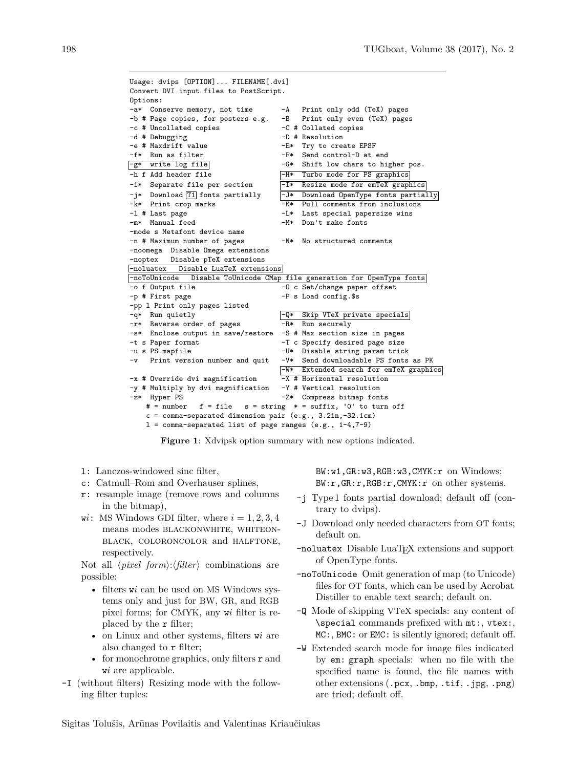```
Usage: dvips [OPTION]... FILENAME[.dvi]
Convert DVI input files to PostScript.
Options:
-a*  Conserve memory, not time       -A   Print only odd (TeX) pages
-b # Page copies, for posters e.g.   -B   Print only even (TeX) pages
-c # Uncollated copies               -C # Collated copies
-d # Debugging                       -D # Resolution
-e # Maxdrift value                  -E*  Try to create EPSF
-f*  Run as filter                   -F*  Send control-D at end
-g*  write log file                  -G*  Shift low chars to higher pos.
-h f Add header file                 -H*  Turbo mode for PS graphics
-i*  Separate file per section       -I*  Resize mode for emTeX graphics
-j*  Download T1 fonts partially     -J*  Download OpenType fonts partially
-k*  Print crop marks                -K*  Pull comments from inclusions
-l # Last page                       -L*  Last special papersize wins
-m*  Manual feed                     -M*  Don't make fonts
-mode s Metafont device name
-n # Maximum number of pages         -N*  No structured comments
-noomega  Disable Omega extensions
-noptex   Disable pTeX extensions
-noluatex   Disable LuaTeX extensions
-noToUnicode   Disable ToUnicode CMap file generation for OpenType fonts
-o f Output file                     -O c Set/change paper offset
-p # First page                      -P s Load config.$s
-pp l Print only pages listed
-q*  Run quietly                     -Q*  Skip VTeX private specials
-r*  Reverse order of pages          -R*  Run securely
-s*  Enclose output in save/restore  -S # Max section size in pages
-t s Paper format                    -T c Specify desired page size
-u s PS mapfile                      -U*  Disable string param trick
-v   Print version number and quit   -V*  Send downloadable PS fonts as PK
                                     -W*  Extended search for emTeX graphics
-x # Override dvi magnification      -X # Horizontal resolution
-y # Multiply by dvi magnification   -Y # Vertical resolution
-z*  Hyper PS                        -Z*  Compress bitmap fonts
    # = number   f = file   s = string  * = suffix, '0' to turn off
    c = comma-separated dimension pair (e.g., 3.2in,-32.1cm)
    l = comma-separated list of page ranges (e.g., 1-4,7-9)
```

**Figure 1**: Xdvipsk option summary with new options indicated.

- `l`: Lanczos-windowed sinc filter,
- `c`: Catmull–Rom and Overhauser splines,
- `r`: resample image (remove rows and columns in the bitmap),
- `wi`: MS Windows GDI filter, where $i = 1, 2, 3, 4$ means modes BLACKONWHITE, WHITEONBLACK, COLORONCOLOR and HALFTONE, respectively.

Not all ⟨*pixel form*⟩:⟨*filter*⟩ combinations are possible:

- filters `wi` can be used on MS Windows systems only and just for BW, GR, and RGB pixel forms; for CMYK, any `wi` filter is replaced by the `r` filter;
- on Linux and other systems, filters `wi` are also changed to `r` filter;
- for monochrome graphics, only filters `r` and `wi` are applicable.

`-I` (without filters) Resizing mode with the following filter tuples:
`BW:w1,GR:w3,RGB:w3,CMYK:r` on Windows;
`BW:r,GR:r,RGB:r,CMYK:r` on other systems.

`-j` Type 1 fonts partial download; default off (contrary to dvips).

`-J` Download only needed characters from OT fonts; default on.

`-noluatex` Disable LuaTEX extensions and support of OpenType fonts.

`-noToUnicode` Omit generation of map (to Unicode) files for OT fonts, which can be used by Acrobat Distiller to enable text search; default on.

`-Q` Mode of skipping VTeX specials: any content of `\special` commands prefixed with `mt:`, `vtex:`, `MC:`, `BMC:` or `EMC:` is silently ignored; default off.

`-W` Extended search mode for image files indicated by `em: graph` specials: when no file with the specified name is found, the file names with other extensions (`.pcx`, `.bmp`, `.tif`, `.jpg`, `.png`) are tried; default off.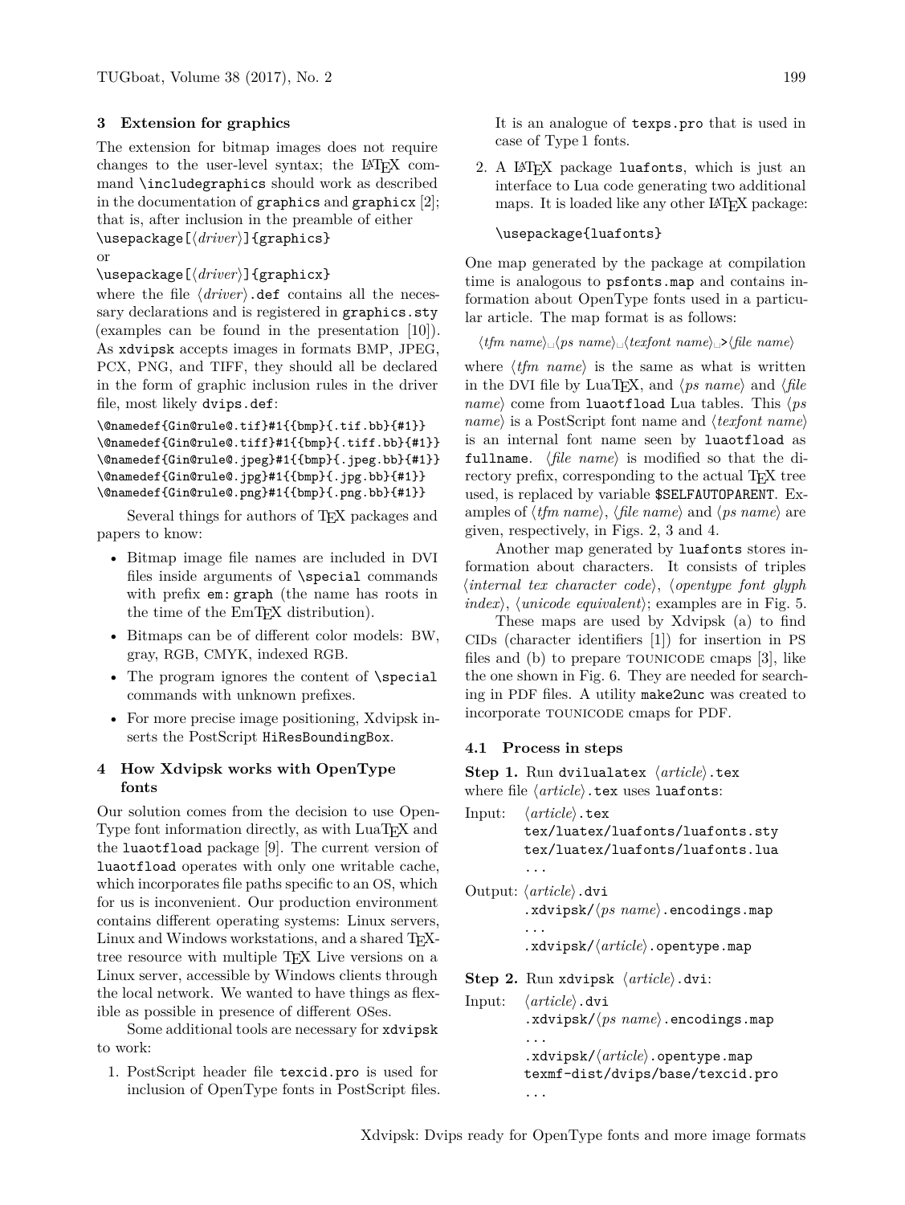## 3 Extension for graphics

The extension for bitmap images does not require changes to the user-level syntax; the LaTeX command `\includegraphics` should work as described in the documentation of `graphics` and `graphicx` [2]; that is, after inclusion in the preamble of either

`\usepackage[`⟨*driver*⟩`]{graphics}`

or

`\usepackage[`⟨*driver*⟩`]{graphicx}`

where the file ⟨*driver*⟩`.def` contains all the necessary declarations and is registered in `graphics.sty` (examples can be found in the presentation [10]). As `xdvipsk` accepts images in formats BMP, JPEG, PCX, PNG, and TIFF, they should all be declared in the form of graphic inclusion rules in the driver file, most likely `dvips.def`:

```
\@namedef{Gin@rule@.tif}#1{{bmp}{.tif.bb}{#1}}
\@namedef{Gin@rule@.tiff}#1{{bmp}{.tiff.bb}{#1}}
\@namedef{Gin@rule@.jpeg}#1{{bmp}{.jpeg.bb}{#1}}
\@namedef{Gin@rule@.jpg}#1{{bmp}{.jpg.bb}{#1}}
\@namedef{Gin@rule@.png}#1{{bmp}{.png.bb}{#1}}
```

Several things for authors of TeX packages and papers to know:

- Bitmap image file names are included in DVI files inside arguments of `\special` commands with prefix `em: graph` (the name has roots in the time of the EmTeX distribution).
- Bitmaps can be of different color models: BW, gray, RGB, CMYK, indexed RGB.
- The program ignores the content of `\special` commands with unknown prefixes.
- For more precise image positioning, Xdvipsk inserts the PostScript `HiResBoundingBox`.

## 4 How Xdvipsk works with OpenType fonts

Our solution comes from the decision to use OpenType font information directly, as with LuaTeX and the `luaotfload` package [9]. The current version of `luaotfload` operates with only one writable cache, which incorporates file paths specific to an OS, which for us is inconvenient. Our production environment contains different operating systems: Linux servers, Linux and Windows workstations, and a shared TeX-tree resource with multiple TeX Live versions on a Linux server, accessible by Windows clients through the local network. We wanted to have things as flexible as possible in presence of different OSes.

Some additional tools are necessary for `xdvipsk` to work:

1. PostScript header file `texcid.pro` is used for inclusion of OpenType fonts in PostScript files. It is an analogue of `texps.pro` that is used in case of Type 1 fonts.
2. A LaTeX package `luafonts`, which is just an interface to Lua code generating two additional maps. It is loaded like any other LaTeX package:

   `\usepackage{luafonts}`

One map generated by the package at compilation time is analogous to `psfonts.map` and contains information about OpenType fonts used in a particular article. The map format is as follows:

⟨*tfm name*⟩␣⟨*ps name*⟩␣⟨*texfont name*⟩␣`>`⟨*file name*⟩

where ⟨*tfm name*⟩ is the same as what is written in the DVI file by LuaTeX, and ⟨*ps name*⟩ and ⟨*file name*⟩ come from `luaotfload` Lua tables. This ⟨*ps name*⟩ is a PostScript font name and ⟨*texfont name*⟩ is an internal font name seen by `luaotfload` as `fullname`. ⟨*file name*⟩ is modified so that the directory prefix, corresponding to the actual TeX tree used, is replaced by variable `$SELFAUTOPARENT`. Examples of ⟨*tfm name*⟩, ⟨*file name*⟩ and ⟨*ps name*⟩ are given, respectively, in Figs. 2, 3 and 4.

Another map generated by `luafonts` stores information about characters. It consists of triples ⟨*internal tex character code*⟩, ⟨*opentype font glyph index*⟩, ⟨*unicode equivalent*⟩; examples are in Fig. 5.

These maps are used by Xdvipsk (a) to find CIDs (character identifiers [1]) for insertion in PS files and (b) to prepare TOUNICODE cmaps [3], like the one shown in Fig. 6. They are needed for searching in PDF files. A utility `make2unc` was created to incorporate TOUNICODE cmaps for PDF.

### 4.1 Process in steps

**Step 1.** Run `dvilualatex` ⟨*article*⟩`.tex` where file ⟨*article*⟩`.tex` uses `luafonts`:

Input:
⟨*article*⟩`.tex`
`tex/luatex/luafonts/luafonts.sty`
`tex/luatex/luafonts/luafonts.lua`
`...`

Output:
⟨*article*⟩`.dvi`
`.xdvipsk/`⟨*ps name*⟩`.encodings.map`
`...`
`.xdvipsk/`⟨*article*⟩`.opentype.map`

**Step 2.** Run `xdvipsk` ⟨*article*⟩`.dvi`:

Input:
⟨*article*⟩`.dvi`
`.xdvipsk/`⟨*ps name*⟩`.encodings.map`
`...`
`.xdvipsk/`⟨*article*⟩`.opentype.map`
`texmf-dist/dvips/base/texcid.pro`
`...`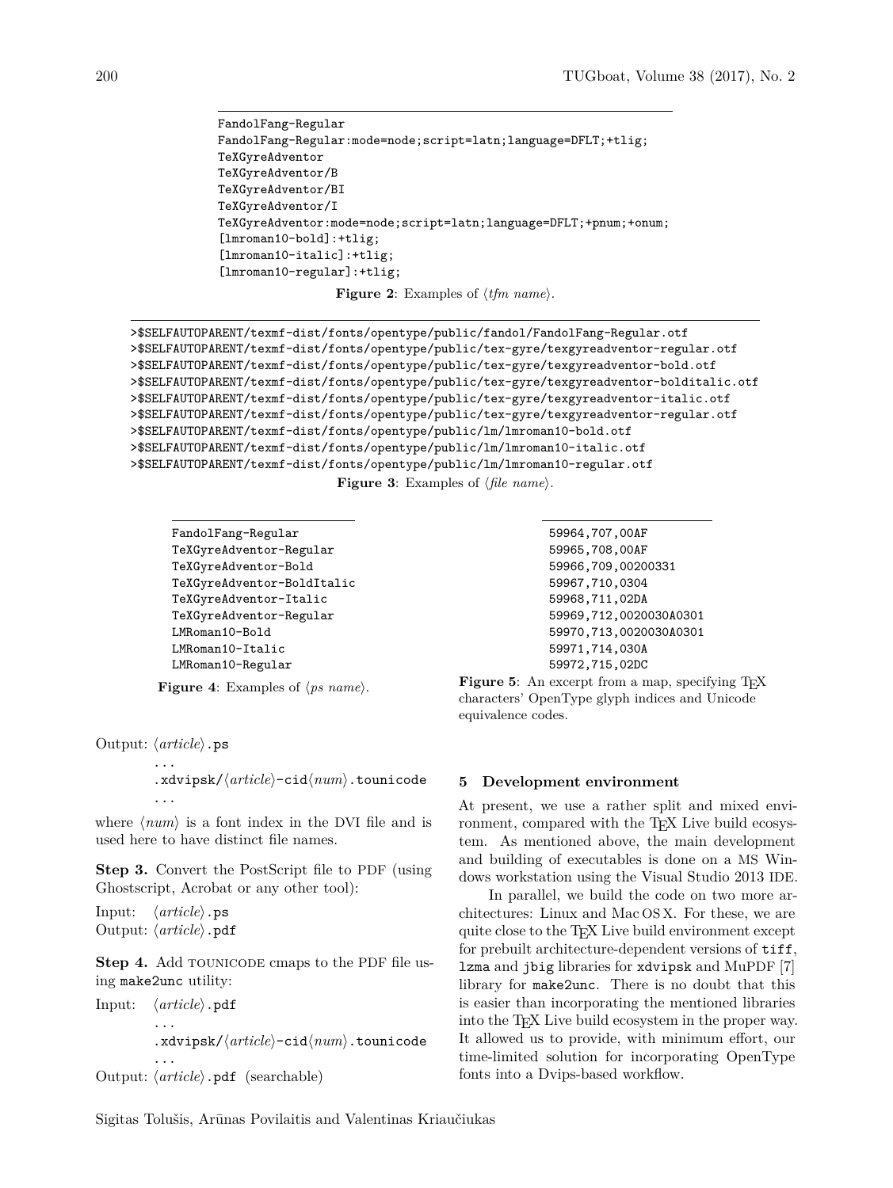```
FandolFang-Regular
FandolFang-Regular:mode=node;script=latn;language=DFLT;+tlig;
TeXGyreAdventor
TeXGyreAdventor/B
TeXGyreAdventor/BI
TeXGyreAdventor/I
TeXGyreAdventor:mode=node;script=latn;language=DFLT;+pnum;+onum;
[lmroman10-bold]:+tlig;
[lmroman10-italic]:+tlig;
[lmroman10-regular]:+tlig;
```

**Figure 2**: Examples of ⟨*tfm name*⟩.

```
>$SELFAUTOPARENT/texmf-dist/fonts/opentype/public/fandol/FandolFang-Regular.otf
>$SELFAUTOPARENT/texmf-dist/fonts/opentype/public/tex-gyre/texgyreadventor-regular.otf
>$SELFAUTOPARENT/texmf-dist/fonts/opentype/public/tex-gyre/texgyreadventor-bold.otf
>$SELFAUTOPARENT/texmf-dist/fonts/opentype/public/tex-gyre/texgyreadventor-bolditalic.otf
>$SELFAUTOPARENT/texmf-dist/fonts/opentype/public/tex-gyre/texgyreadventor-italic.otf
>$SELFAUTOPARENT/texmf-dist/fonts/opentype/public/tex-gyre/texgyreadventor-regular.otf
>$SELFAUTOPARENT/texmf-dist/fonts/opentype/public/lm/lmroman10-bold.otf
>$SELFAUTOPARENT/texmf-dist/fonts/opentype/public/lm/lmroman10-italic.otf
>$SELFAUTOPARENT/texmf-dist/fonts/opentype/public/lm/lmroman10-regular.otf
```

**Figure 3**: Examples of ⟨*file name*⟩.

```
FandolFang-Regular
TeXGyreAdventor-Regular
TeXGyreAdventor-Bold
TeXGyreAdventor-BoldItalic
TeXGyreAdventor-Italic
TeXGyreAdventor-Regular
LMRoman10-Bold
LMRoman10-Italic
LMRoman10-Regular
```

**Figure 4**: Examples of ⟨*ps name*⟩.

```
59964,707,00AF
59965,708,00AF
59966,709,00200331
59967,710,0304
59968,711,02DA
59969,712,0020030A0301
59970,713,0020030A0301
59971,714,030A
59972,715,02DC
```

**Figure 5**: An excerpt from a map, specifying TeX characters' OpenType glyph indices and Unicode equivalence codes.

Output: ⟨*article*⟩.ps
  ...
  .xdvipsk/⟨*article*⟩-cid⟨*num*⟩.tounicode
  ...

where ⟨*num*⟩ is a font index in the DVI file and is used here to have distinct file names.

**Step 3.** Convert the PostScript file to PDF (using Ghostscript, Acrobat or any other tool):

Input: ⟨*article*⟩.ps
Output: ⟨*article*⟩.pdf

**Step 4.** Add TOUNICODE cmaps to the PDF file using make2unc utility:

Input: ⟨*article*⟩.pdf
  ...
  .xdvipsk/⟨*article*⟩-cid⟨*num*⟩.tounicode
  ...
Output: ⟨*article*⟩.pdf (searchable)

## 5 Development environment

At present, we use a rather split and mixed environment, compared with the TeX Live build ecosystem. As mentioned above, the main development and building of executables is done on a MS Windows workstation using the Visual Studio 2013 IDE.

In parallel, we build the code on two more architectures: Linux and Mac OS X. For these, we are quite close to the TeX Live build environment except for prebuilt architecture-dependent versions of `tiff`, `lzma` and `jbig` libraries for `xdvipsk` and MuPDF [7] library for `make2unc`. There is no doubt that this is easier than incorporating the mentioned libraries into the TeX Live build ecosystem in the proper way. It allowed us to provide, with minimum effort, our time-limited solution for incorporating OpenType fonts into a Dvips-based workflow.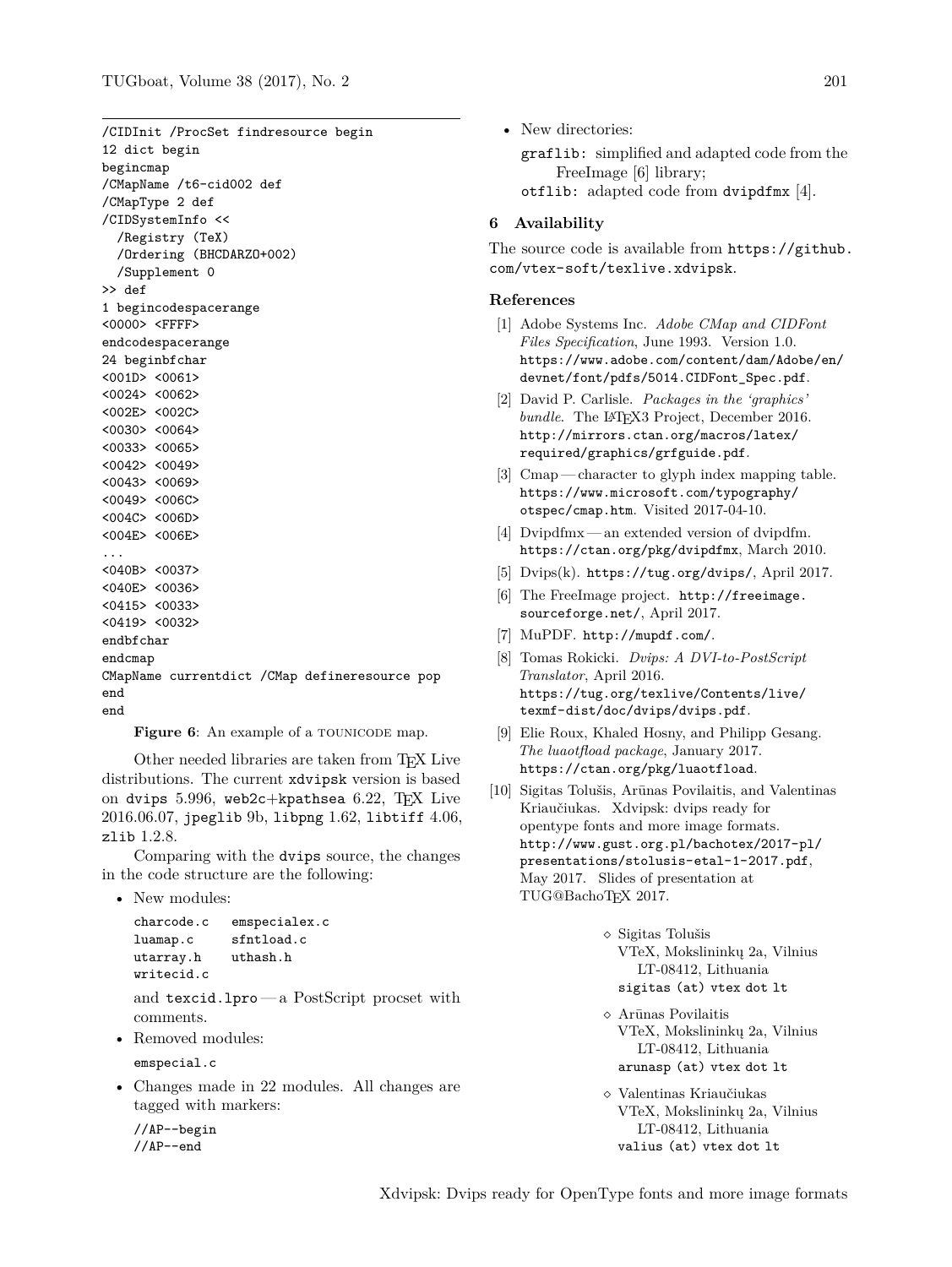```
/CIDInit /ProcSet findresource begin
12 dict begin
begincmap
/CMapName /t6-cid002 def
/CMapType 2 def
/CIDSystemInfo <<
  /Registry (TeX)
  /Ordering (BHCDARZO+002)
  /Supplement 0
>> def
1 begincodespacerange
<0000> <FFFF>
endcodespacerange
24 beginbfchar
<001D> <0061>
<0024> <0062>
<002E> <002C>
<0030> <0064>
<0033> <0065>
<0042> <0049>
<0043> <0069>
<0049> <006C>
<004C> <006D>
<004E> <006E>
...
<040B> <0037>
<040E> <0036>
<0415> <0033>
<0419> <0032>
endbfchar
endcmap
CMapName currentdict /CMap defineresource pop
end
end
```

**Figure 6**: An example of a TOUNICODE map.

Other needed libraries are taken from TeX Live distributions. The current `xdvipsk` version is based on `dvips` 5.996, `web2c`+`kpathsea` 6.22, TeX Live 2016.06.07, `jpeglib` 9b, `libpng` 1.62, `libtiff` 4.06, `zlib` 1.2.8.

Comparing with the `dvips` source, the changes in the code structure are the following:

- New modules:

  ```
  charcode.c   emspecialex.c
  luamap.c     sfntload.c
  utarray.h    uthash.h
  writecid.c
  ```

  and `texcid.lpro` — a PostScript procset with comments.
- Removed modules:

  `emspecial.c`
- Changes made in 22 modules. All changes are tagged with markers:

  ```
  //AP--begin
  //AP--end
  ```
- New directories:

  `graflib`: simplified and adapted code from the FreeImage [6] library;
  `otflib`: adapted code from `dvipdfmx` [4].

## 6 Availability

The source code is available from `https://github.com/vtex-soft/texlive.xdvipsk`.

## References

[1] Adobe Systems Inc. *Adobe CMap and CIDFont Files Specification*, June 1993. Version 1.0. `https://www.adobe.com/content/dam/Adobe/en/devnet/font/pdfs/5014.CIDFont_Spec.pdf`.

[2] David P. Carlisle. *Packages in the 'graphics' bundle*. The LaTeX3 Project, December 2016. `http://mirrors.ctan.org/macros/latex/required/graphics/grfguide.pdf`.

[3] Cmap — character to glyph index mapping table. `https://www.microsoft.com/typography/otspec/cmap.htm`. Visited 2017-04-10.

[4] Dvipdfmx — an extended version of dvipdfm. `https://ctan.org/pkg/dvipdfmx`, March 2010.

[5] Dvips(k). `https://tug.org/dvips/`, April 2017.

[6] The FreeImage project. `http://freeimage.sourceforge.net/`, April 2017.

[7] MuPDF. `http://mupdf.com/`.

[8] Tomas Rokicki. *Dvips: A DVI-to-PostScript Translator*, April 2016. `https://tug.org/texlive/Contents/live/texmf-dist/doc/dvips/dvips.pdf`.

[9] Elie Roux, Khaled Hosny, and Philipp Gesang. *The luaotfload package*, January 2017. `https://ctan.org/pkg/luaotfload`.

[10] Sigitas Tolušis, Arūnas Povilaitis, and Valentinas Kriaučiukas. Xdvipsk: dvips ready for opentype fonts and more image formats. `http://www.gust.org.pl/bachotex/2017-pl/presentations/stolusis-etal-1-2017.pdf`, May 2017. Slides of presentation at TUG@BachoTeX 2017.

◇ Sigitas Tolušis
VTeX, Mokslininkų 2a, Vilnius
LT-08412, Lithuania
`sigitas (at) vtex dot lt`

◇ Arūnas Povilaitis
VTeX, Mokslininkų 2a, Vilnius
LT-08412, Lithuania
`arunasp (at) vtex dot lt`

◇ Valentinas Kriaučiukas
VTeX, Mokslininkų 2a, Vilnius
LT-08412, Lithuania
`valius (at) vtex dot lt`